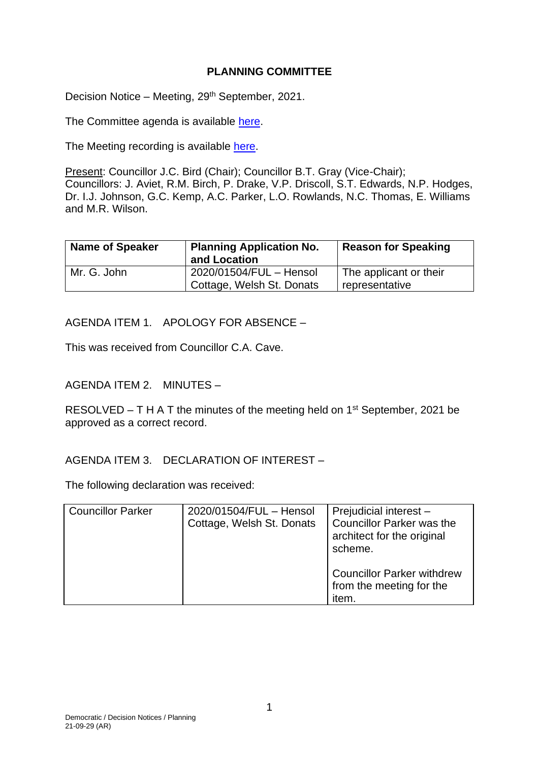# PLANNING COMMITTEE

Decision Notice – Meeting, 29th September, 2021.

The Committee agenda is available here.

The Meeting recording is available here.

Present: Councillor J.C. Bird (Chair); Councillor B.T. Gray (Vice-Chair); Councillors: J. Aviet, R.M. Birch, P. Drake, V.P. Driscoll, S.T. Edwards, N.P. Hodges, Dr. I.J. Johnson, G.C. Kemp, A.C. Parker, L.O. Rowlands, N.C. Thomas, E. Williams and M.R. Wilson.

| Name of Speaker | Planning Application No. and Location | Reason for Speaking |
|---|---|---|
| Mr. G. John | 2020/01504/FUL – Hensol Cottage, Welsh St. Donats | The applicant or their representative |

AGENDA ITEM 1. APOLOGY FOR ABSENCE –

This was received from Councillor C.A. Cave.

AGENDA ITEM 2. MINUTES –

RESOLVED – T H A T the minutes of the meeting held on 1st September, 2021 be approved as a correct record.

AGENDA ITEM 3. DECLARATION OF INTEREST –

The following declaration was received:

| | | |
|---|---|---|
| Councillor Parker | 2020/01504/FUL – Hensol Cottage, Welsh St. Donats | Prejudicial interest – Councillor Parker was the architect for the original scheme.<br><br>Councillor Parker withdrew from the meeting for the item. |

Democratic / Decision Notices / Planning
21-09-29 (AR)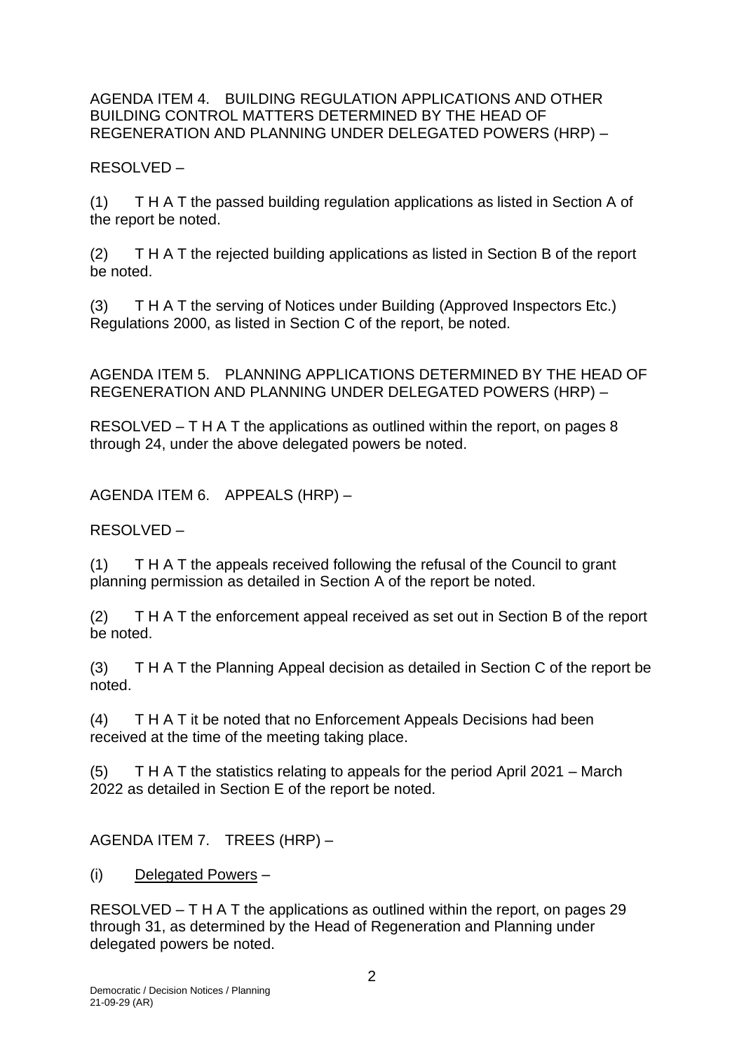AGENDA ITEM 4. BUILDING REGULATION APPLICATIONS AND OTHER BUILDING CONTROL MATTERS DETERMINED BY THE HEAD OF REGENERATION AND PLANNING UNDER DELEGATED POWERS (HRP) –

RESOLVED –

(1) T H A T the passed building regulation applications as listed in Section A of the report be noted.

(2) T H A T the rejected building applications as listed in Section B of the report be noted.

(3) T H A T the serving of Notices under Building (Approved Inspectors Etc.) Regulations 2000, as listed in Section C of the report, be noted.

AGENDA ITEM 5. PLANNING APPLICATIONS DETERMINED BY THE HEAD OF REGENERATION AND PLANNING UNDER DELEGATED POWERS (HRP) –

RESOLVED – T H A T the applications as outlined within the report, on pages 8 through 24, under the above delegated powers be noted.

AGENDA ITEM 6. APPEALS (HRP) –

RESOLVED –

(1) T H A T the appeals received following the refusal of the Council to grant planning permission as detailed in Section A of the report be noted.

(2) T H A T the enforcement appeal received as set out in Section B of the report be noted.

(3) T H A T the Planning Appeal decision as detailed in Section C of the report be noted.

(4) T H A T it be noted that no Enforcement Appeals Decisions had been received at the time of the meeting taking place.

(5) T H A T the statistics relating to appeals for the period April 2021 – March 2022 as detailed in Section E of the report be noted.

AGENDA ITEM 7. TREES (HRP) –

(i) Delegated Powers –

RESOLVED – T H A T the applications as outlined within the report, on pages 29 through 31, as determined by the Head of Regeneration and Planning under delegated powers be noted.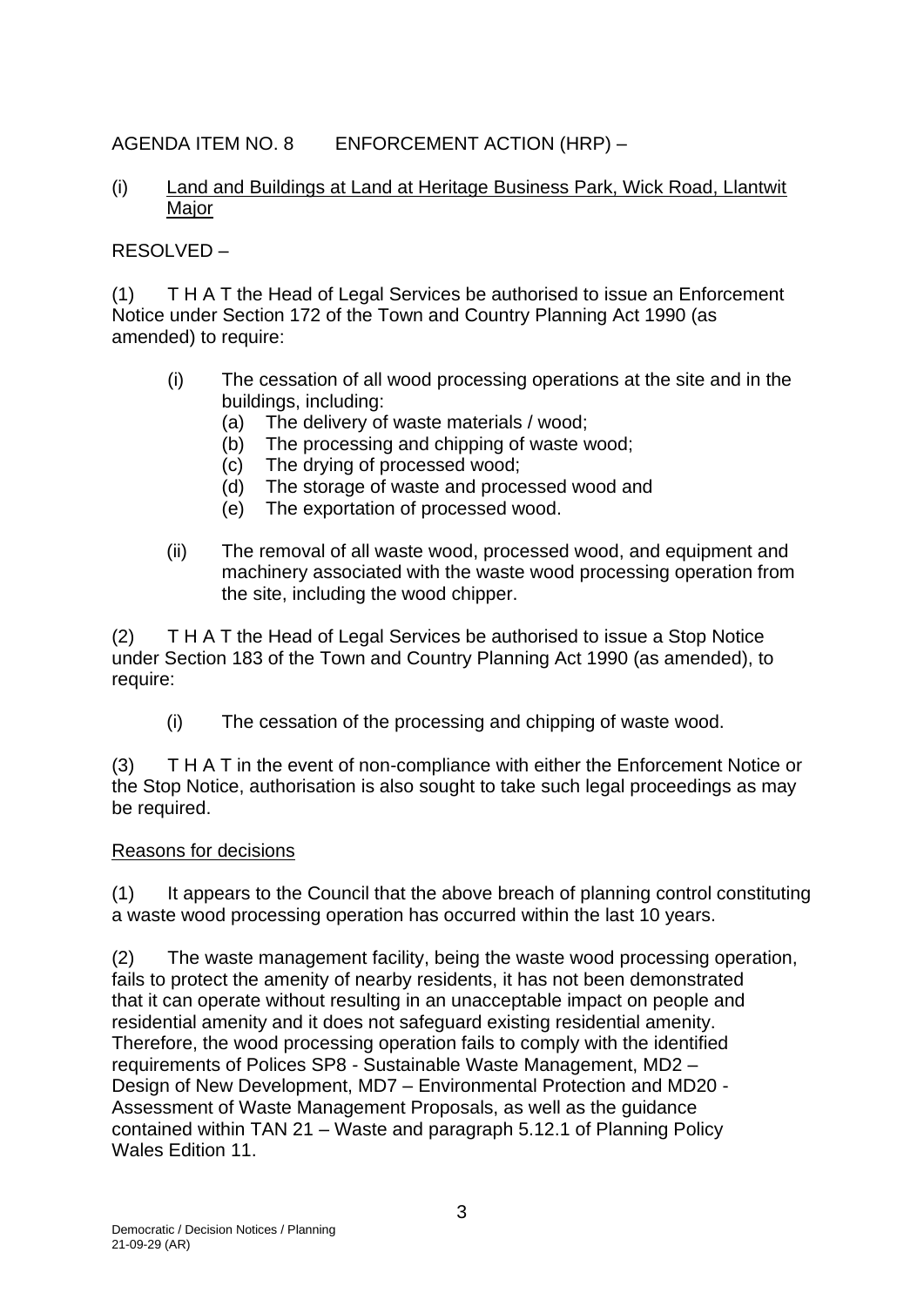AGENDA ITEM NO. 8 ENFORCEMENT ACTION (HRP) –

(i) Land and Buildings at Land at Heritage Business Park, Wick Road, Llantwit Major

RESOLVED –

(1) T H A T the Head of Legal Services be authorised to issue an Enforcement Notice under Section 172 of the Town and Country Planning Act 1990 (as amended) to require:

(i) The cessation of all wood processing operations at the site and in the buildings, including:
  (a) The delivery of waste materials / wood;
  (b) The processing and chipping of waste wood;
  (c) The drying of processed wood;
  (d) The storage of waste and processed wood and
  (e) The exportation of processed wood.

(ii) The removal of all waste wood, processed wood, and equipment and machinery associated with the waste wood processing operation from the site, including the wood chipper.

(2) T H A T the Head of Legal Services be authorised to issue a Stop Notice under Section 183 of the Town and Country Planning Act 1990 (as amended), to require:

(i) The cessation of the processing and chipping of waste wood.

(3) T H A T in the event of non-compliance with either the Enforcement Notice or the Stop Notice, authorisation is also sought to take such legal proceedings as may be required.

Reasons for decisions

(1) It appears to the Council that the above breach of planning control constituting a waste wood processing operation has occurred within the last 10 years.

(2) The waste management facility, being the waste wood processing operation, fails to protect the amenity of nearby residents, it has not been demonstrated that it can operate without resulting in an unacceptable impact on people and residential amenity and it does not safeguard existing residential amenity. Therefore, the wood processing operation fails to comply with the identified requirements of Polices SP8 - Sustainable Waste Management, MD2 – Design of New Development, MD7 – Environmental Protection and MD20 - Assessment of Waste Management Proposals, as well as the guidance contained within TAN 21 – Waste and paragraph 5.12.1 of Planning Policy Wales Edition 11.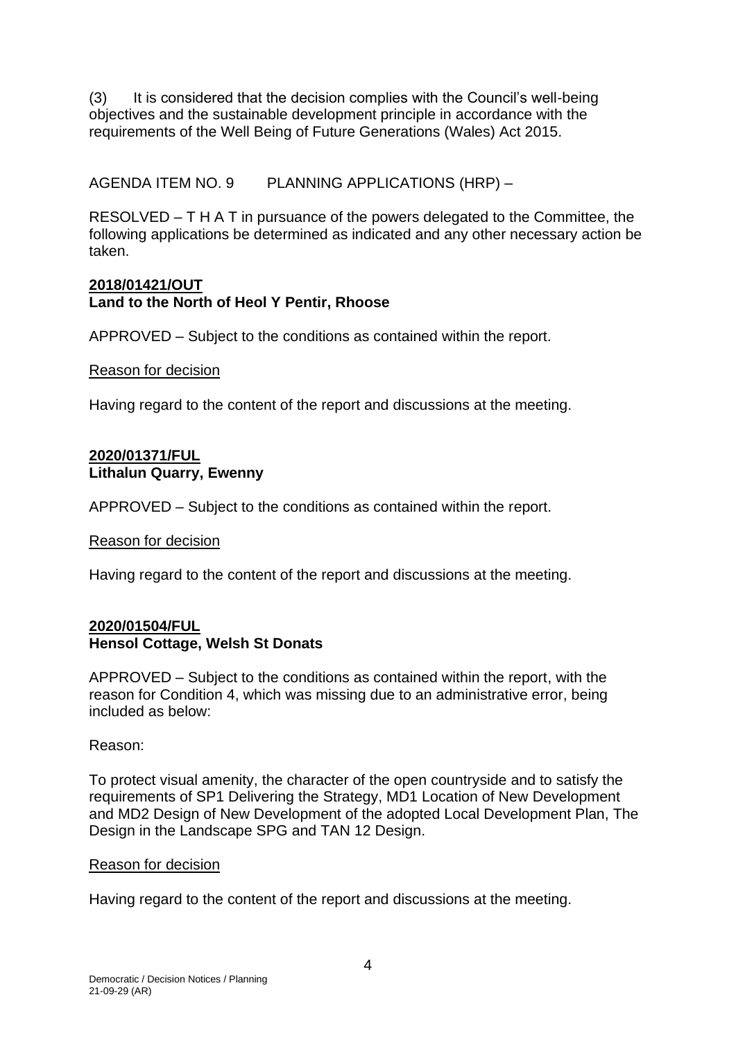(3) It is considered that the decision complies with the Council's well-being objectives and the sustainable development principle in accordance with the requirements of the Well Being of Future Generations (Wales) Act 2015.

AGENDA ITEM NO. 9 PLANNING APPLICATIONS (HRP) –

RESOLVED – T H A T in pursuance of the powers delegated to the Committee, the following applications be determined as indicated and any other necessary action be taken.

**2018/01421/OUT**
**Land to the North of Heol Y Pentir, Rhoose**

APPROVED – Subject to the conditions as contained within the report.

Reason for decision

Having regard to the content of the report and discussions at the meeting.

**2020/01371/FUL**
**Lithalun Quarry, Ewenny**

APPROVED – Subject to the conditions as contained within the report.

Reason for decision

Having regard to the content of the report and discussions at the meeting.

**2020/01504/FUL**
**Hensol Cottage, Welsh St Donats**

APPROVED – Subject to the conditions as contained within the report, with the reason for Condition 4, which was missing due to an administrative error, being included as below:

Reason:

To protect visual amenity, the character of the open countryside and to satisfy the requirements of SP1 Delivering the Strategy, MD1 Location of New Development and MD2 Design of New Development of the adopted Local Development Plan, The Design in the Landscape SPG and TAN 12 Design.

Reason for decision

Having regard to the content of the report and discussions at the meeting.